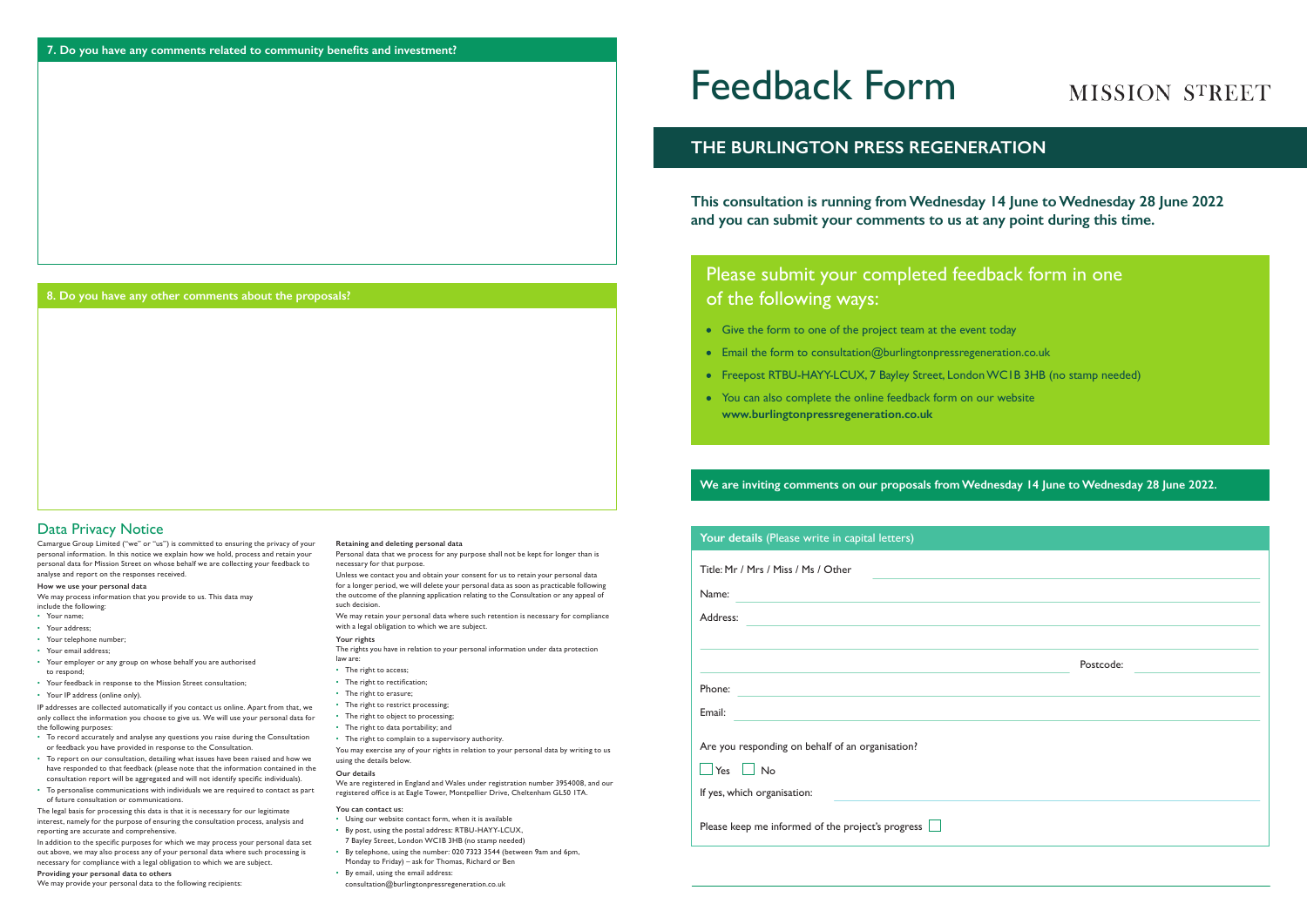**7. Do you have any comments related to community benefits and investment?**

**8. Do you have any other comments about the proposals?**

## Data Privacy Notice

Camargue Group Limited ("we" or "us") is committed to ensuring the privacy of your personal information. In this notice we explain how we hold, process and retain your personal data for Mission Street on whose behalf we are collecting your feedback to analyse and report on the responses received.

**How we use your personal data**

We may process information that you provide to us. This data may include the following:

- Your name;
- Your address;
- Your telephone number;
- Your email address;
- Your employer or any group on whose behalf you are authorised to respond;
- Your feedback in response to the Mission Street consultation;
- Your IP address (online only).

IP addresses are collected automatically if you contact us online. Apart from that, we only collect the information you choose to give us. We will use your personal data for the following purposes:

- To record accurately and analyse any questions you raise during the Consultation or feedback you have provided in response to the Consultation.
- To report on our consultation, detailing what issues have been raised and how we have responded to that feedback (please note that the information contained in the consultation report will be aggregated and will not identify specific individuals).
- To personalise communications with individuals we are required to contact as part of future consultation or communications.

The legal basis for processing this data is that it is necessary for our legitimate interest, namely for the purpose of ensuring the consultation process, analysis and reporting are accurate and comprehensive.

In addition to the specific purposes for which we may process your personal data set out above, we may also process any of your personal data where such processing is necessary for compliance with a legal obligation to which we are subject.

**Providing your personal data to others**

We may provide your personal data to the following recipients:

**Retaining and deleting personal data**

Personal data that we process for any purpose shall not be kept for longer than is necessary for that purpose.

Unless we contact you and obtain your consent for us to retain your personal data for a longer period, we will delete your personal data as soon as practicable following the outcome of the planning application relating to the Consultation or any appeal of such decision.

We may retain your personal data where such retention is necessary for compliance with a legal obligation to which we are subject.

**Your rights**

The rights you have in relation to your personal information under data protection law are:

- The right to access;
- The right to rectification;
- The right to erasure;
- The right to restrict processing;
- The right to object to processing;
- The right to data portability; and
- The right to complain to a supervisory authority.

You may exercise any of your rights in relation to your personal data by writing to us using the details below.

**Our details**

We are registered in England and Wales under registration number 3954008, and our registered office is at Eagle Tower, Montpellier Drive, Cheltenham GL50 1TA.

**You can contact us:**

- Using our website contact form, when it is available
- By post, using the postal address: RTBU-HAYY-LCUX, 7 Bayley Street, London WC1B 3HB (no stamp needed)
- By telephone, using the number: 020 7323 3544 (between 9am and 6pm, Monday to Friday) – ask for Thomas, Richard or Ben
- By email, using the email address: consultation@burlingtonpressregeneration.co.uk

# Feedback Form

MISSION STREET

## THE BURLINGTON PRESS REGENERATION

**This consultation is running from Wednesday 14 June to Wednesday 28 June 2022 and you can submit your comments to us at any point during this time.**

### Please submit your completed feedback form in one of the following ways:

- Give the form to one of the project team at the event today
- Email the form to consultation@burlingtonpressregeneration.co.uk
- Freepost RTBU-HAYY-LCUX, 7 Bayley Street, London WC1B 3HB (no stamp needed)
- You can also complete the online feedback form on our website **www.burlingtonpressregeneration.co.uk**

**We are inviting comments on our proposals from Wednesday 14 June to Wednesday 28 June 2022.**

**Your details** (Please write in capital letters)

Title: Mr / Mrs / Miss / Ms / Other

Name:

Address:

Postcode:

Phone:

Email:

Are you responding on behalf of an organisation?

☐ Yes ☐ No

If yes, which organisation:

Please keep me informed of the project's progress ☐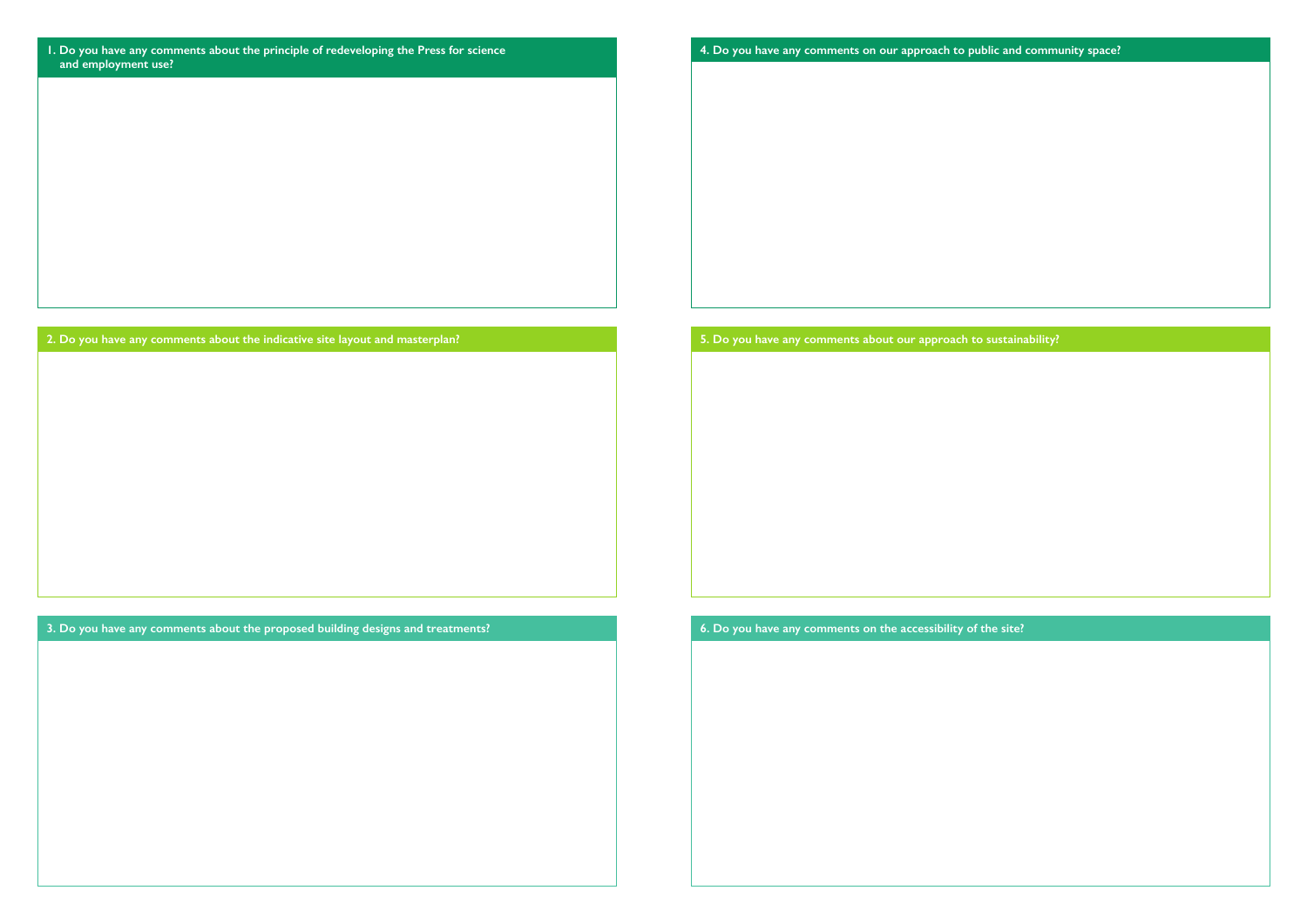**1. Do you have any comments about the principle of redeveloping the Press for science and employment use?**

**2. Do you have any comments about the indicative site layout and masterplan?**

**3. Do you have any comments about the proposed building designs and treatments?**

**4. Do you have any comments on our approach to public and community space?**

**5. Do you have any comments about our approach to sustainability?**

**6. Do you have any comments on the accessibility of the site?**